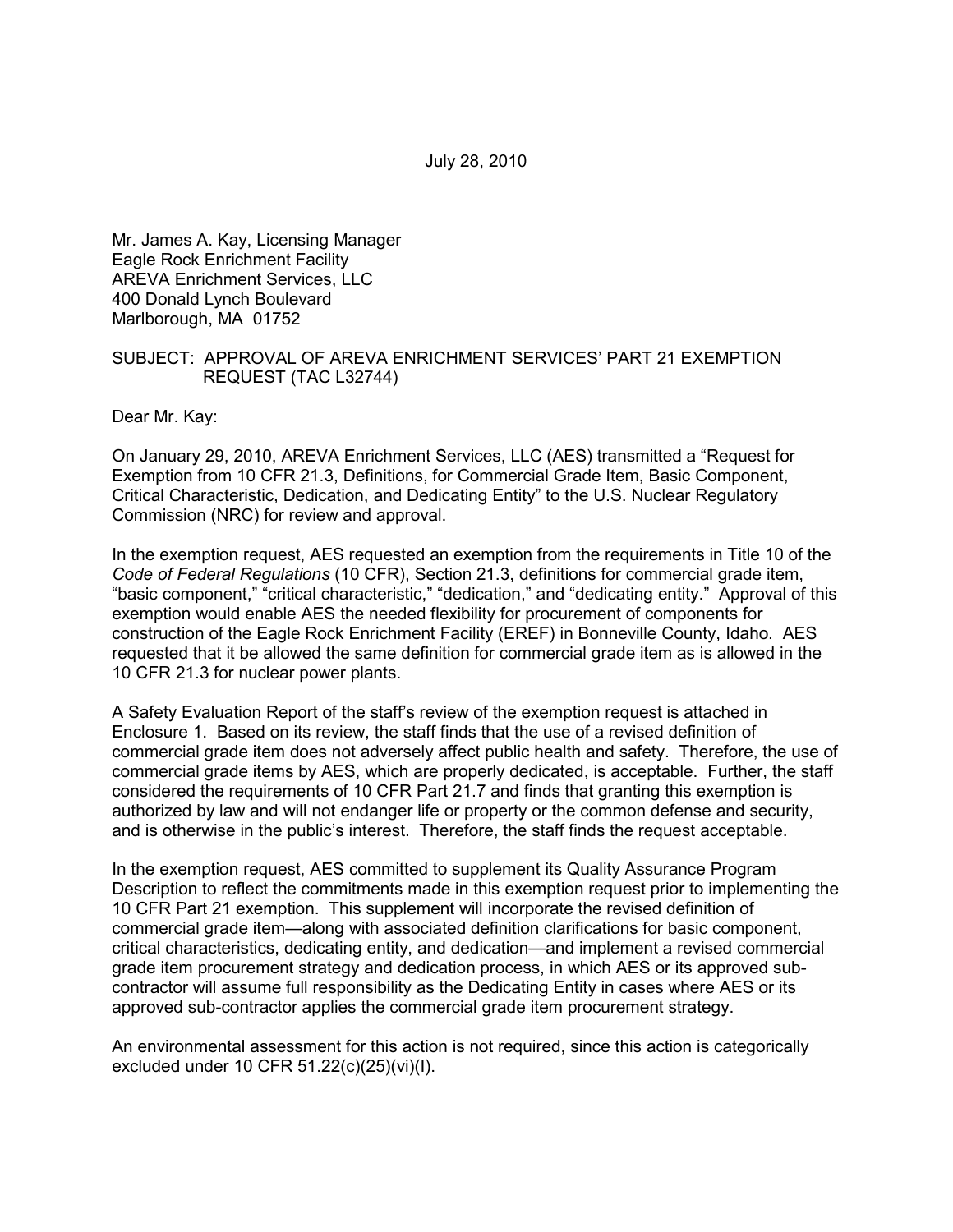July 28, 2010

Mr. James A. Kay, Licensing Manager
Eagle Rock Enrichment Facility
AREVA Enrichment Services, LLC
400 Donald Lynch Boulevard
Marlborough, MA 01752

SUBJECT: APPROVAL OF AREVA ENRICHMENT SERVICES' PART 21 EXEMPTION REQUEST (TAC L32744)

Dear Mr. Kay:

On January 29, 2010, AREVA Enrichment Services, LLC (AES) transmitted a "Request for Exemption from 10 CFR 21.3, Definitions, for Commercial Grade Item, Basic Component, Critical Characteristic, Dedication, and Dedicating Entity" to the U.S. Nuclear Regulatory Commission (NRC) for review and approval.

In the exemption request, AES requested an exemption from the requirements in Title 10 of the *Code of Federal Regulations* (10 CFR), Section 21.3, definitions for commercial grade item, "basic component," "critical characteristic," "dedication," and "dedicating entity." Approval of this exemption would enable AES the needed flexibility for procurement of components for construction of the Eagle Rock Enrichment Facility (EREF) in Bonneville County, Idaho. AES requested that it be allowed the same definition for commercial grade item as is allowed in the 10 CFR 21.3 for nuclear power plants.

A Safety Evaluation Report of the staff's review of the exemption request is attached in Enclosure 1. Based on its review, the staff finds that the use of a revised definition of commercial grade item does not adversely affect public health and safety. Therefore, the use of commercial grade items by AES, which are properly dedicated, is acceptable. Further, the staff considered the requirements of 10 CFR Part 21.7 and finds that granting this exemption is authorized by law and will not endanger life or property or the common defense and security, and is otherwise in the public's interest. Therefore, the staff finds the request acceptable.

In the exemption request, AES committed to supplement its Quality Assurance Program Description to reflect the commitments made in this exemption request prior to implementing the 10 CFR Part 21 exemption. This supplement will incorporate the revised definition of commercial grade item—along with associated definition clarifications for basic component, critical characteristics, dedicating entity, and dedication—and implement a revised commercial grade item procurement strategy and dedication process, in which AES or its approved sub-contractor will assume full responsibility as the Dedicating Entity in cases where AES or its approved sub-contractor applies the commercial grade item procurement strategy.

An environmental assessment for this action is not required, since this action is categorically excluded under 10 CFR 51.22(c)(25)(vi)(I).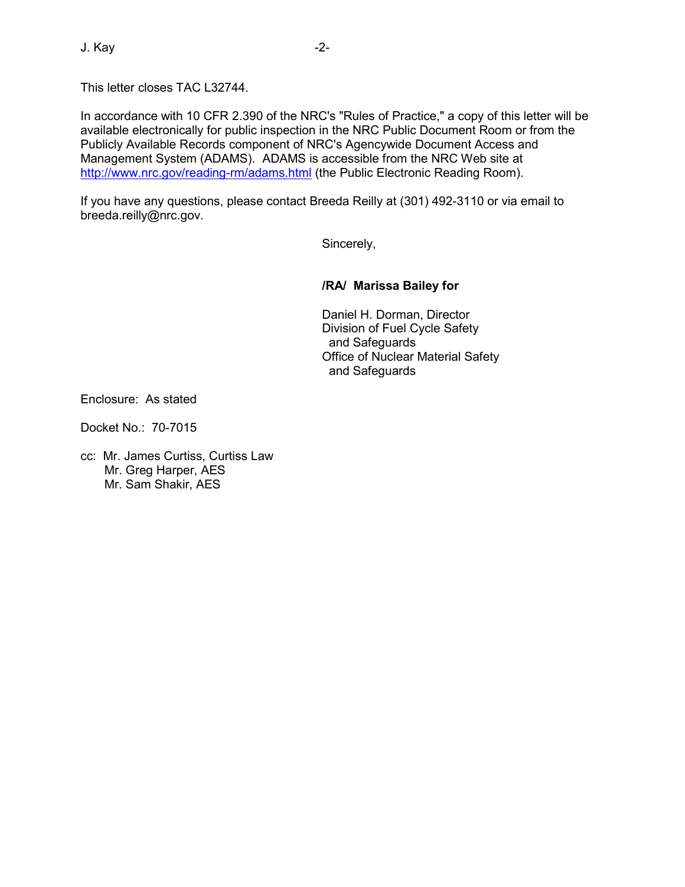This letter closes TAC L32744.

In accordance with 10 CFR 2.390 of the NRC's "Rules of Practice," a copy of this letter will be available electronically for public inspection in the NRC Public Document Room or from the Publicly Available Records component of NRC's Agencywide Document Access and Management System (ADAMS). ADAMS is accessible from the NRC Web site at http://www.nrc.gov/reading-rm/adams.html (the Public Electronic Reading Room).

If you have any questions, please contact Breeda Reilly at (301) 492-3110 or via email to breeda.reilly@nrc.gov.

Sincerely,

**/RA/ Marissa Bailey for**

Daniel H. Dorman, Director
Division of Fuel Cycle Safety
and Safeguards
Office of Nuclear Material Safety
and Safeguards

Enclosure: As stated

Docket No.: 70-7015

cc: Mr. James Curtiss, Curtiss Law
Mr. Greg Harper, AES
Mr. Sam Shakir, AES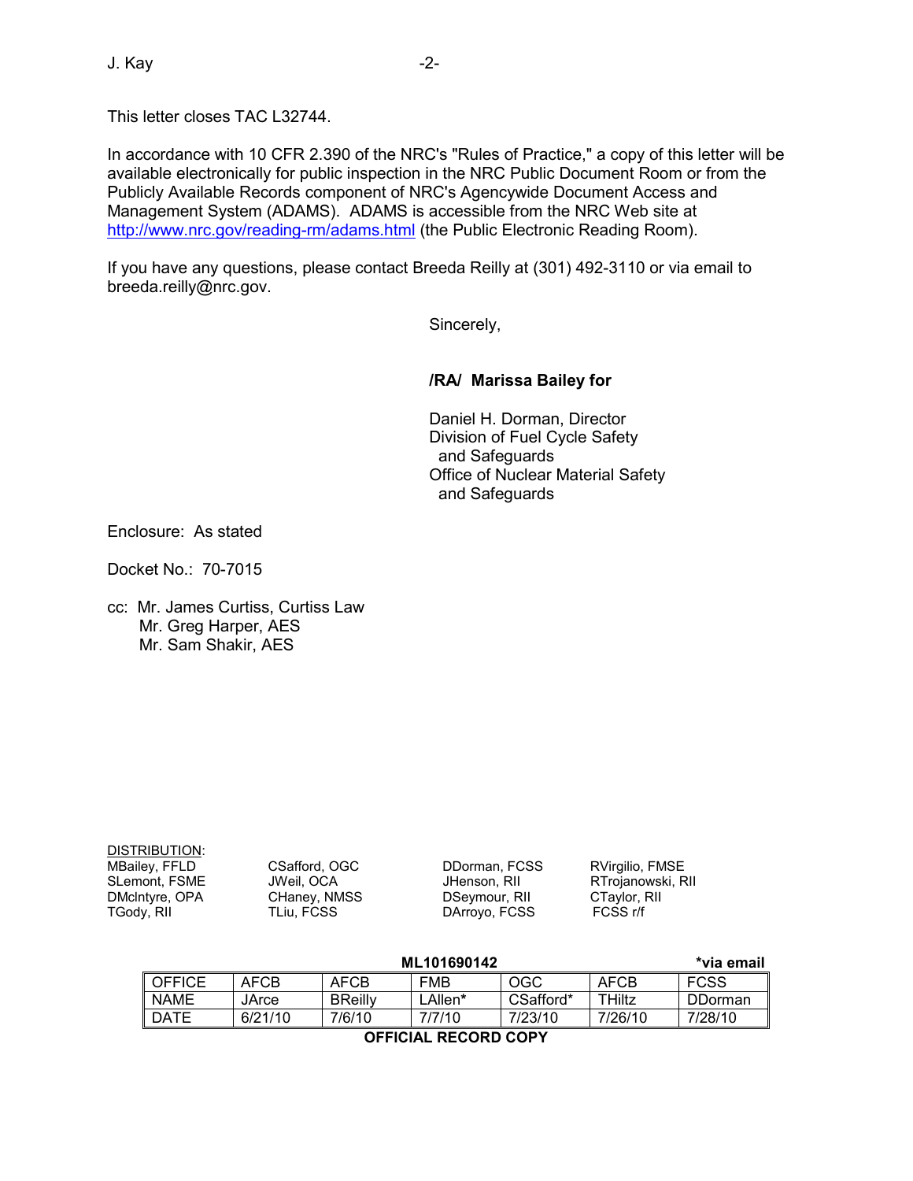This letter closes TAC L32744.

In accordance with 10 CFR 2.390 of the NRC's "Rules of Practice," a copy of this letter will be available electronically for public inspection in the NRC Public Document Room or from the Publicly Available Records component of NRC's Agencywide Document Access and Management System (ADAMS). ADAMS is accessible from the NRC Web site at http://www.nrc.gov/reading-rm/adams.html (the Public Electronic Reading Room).

If you have any questions, please contact Breeda Reilly at (301) 492-3110 or via email to breeda.reilly@nrc.gov.

Sincerely,

**/RA/ Marissa Bailey for**

Daniel H. Dorman, Director
Division of Fuel Cycle Safety
and Safeguards
Office of Nuclear Material Safety
and Safeguards

Enclosure: As stated

Docket No.: 70-7015

cc: Mr. James Curtiss, Curtiss Law
Mr. Greg Harper, AES
Mr. Sam Shakir, AES

DISTRIBUTION:

| | | | |
|---|---|---|---|
| MBailey, FFLD | CSafford, OGC | DDorman, FCSS | RVirgilio, FMSE |
| SLemont, FSME | JWeil, OCA | JHenson, RII | RTrojanowski, RII |
| DMcIntyre, OPA | CHaney, NMSS | DSeymour, RII | CTaylor, RII |
| TGody, RII | TLiu, FCSS | DArroyo, FCSS | FCSS r/f |

**ML101690142** **\*via email**

| OFFICE | AFCB | AFCB | FMB | OGC | AFCB | FCSS |
|---|---|---|---|---|---|---|
| NAME | JArce | BReilly | LAllen* | CSafford* | THiltz | DDorman |
| DATE | 6/21/10 | 7/6/10 | 7/7/10 | 7/23/10 | 7/26/10 | 7/28/10 |

**OFFICIAL RECORD COPY**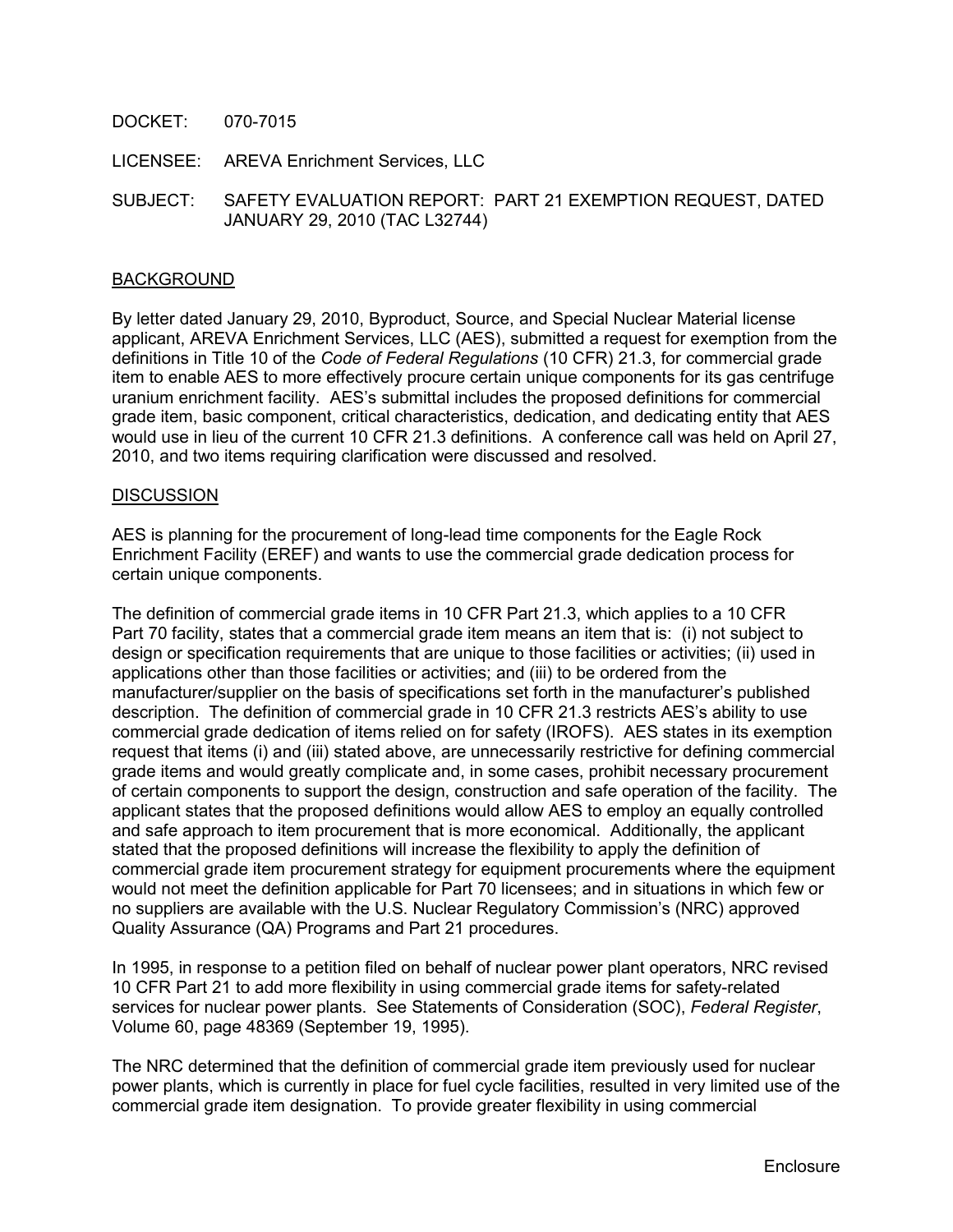DOCKET: 070-7015

LICENSEE: AREVA Enrichment Services, LLC

SUBJECT: SAFETY EVALUATION REPORT: PART 21 EXEMPTION REQUEST, DATED JANUARY 29, 2010 (TAC L32744)

## BACKGROUND

By letter dated January 29, 2010, Byproduct, Source, and Special Nuclear Material license applicant, AREVA Enrichment Services, LLC (AES), submitted a request for exemption from the definitions in Title 10 of the *Code of Federal Regulations* (10 CFR) 21.3, for commercial grade item to enable AES to more effectively procure certain unique components for its gas centrifuge uranium enrichment facility. AES's submittal includes the proposed definitions for commercial grade item, basic component, critical characteristics, dedication, and dedicating entity that AES would use in lieu of the current 10 CFR 21.3 definitions. A conference call was held on April 27, 2010, and two items requiring clarification were discussed and resolved.

## DISCUSSION

AES is planning for the procurement of long-lead time components for the Eagle Rock Enrichment Facility (EREF) and wants to use the commercial grade dedication process for certain unique components.

The definition of commercial grade items in 10 CFR Part 21.3, which applies to a 10 CFR Part 70 facility, states that a commercial grade item means an item that is: (i) not subject to design or specification requirements that are unique to those facilities or activities; (ii) used in applications other than those facilities or activities; and (iii) to be ordered from the manufacturer/supplier on the basis of specifications set forth in the manufacturer's published description. The definition of commercial grade in 10 CFR 21.3 restricts AES's ability to use commercial grade dedication of items relied on for safety (IROFS). AES states in its exemption request that items (i) and (iii) stated above, are unnecessarily restrictive for defining commercial grade items and would greatly complicate and, in some cases, prohibit necessary procurement of certain components to support the design, construction and safe operation of the facility. The applicant states that the proposed definitions would allow AES to employ an equally controlled and safe approach to item procurement that is more economical. Additionally, the applicant stated that the proposed definitions will increase the flexibility to apply the definition of commercial grade item procurement strategy for equipment procurements where the equipment would not meet the definition applicable for Part 70 licensees; and in situations in which few or no suppliers are available with the U.S. Nuclear Regulatory Commission's (NRC) approved Quality Assurance (QA) Programs and Part 21 procedures.

In 1995, in response to a petition filed on behalf of nuclear power plant operators, NRC revised 10 CFR Part 21 to add more flexibility in using commercial grade items for safety-related services for nuclear power plants. See Statements of Consideration (SOC), *Federal Register*, Volume 60, page 48369 (September 19, 1995).

The NRC determined that the definition of commercial grade item previously used for nuclear power plants, which is currently in place for fuel cycle facilities, resulted in very limited use of the commercial grade item designation. To provide greater flexibility in using commercial

Enclosure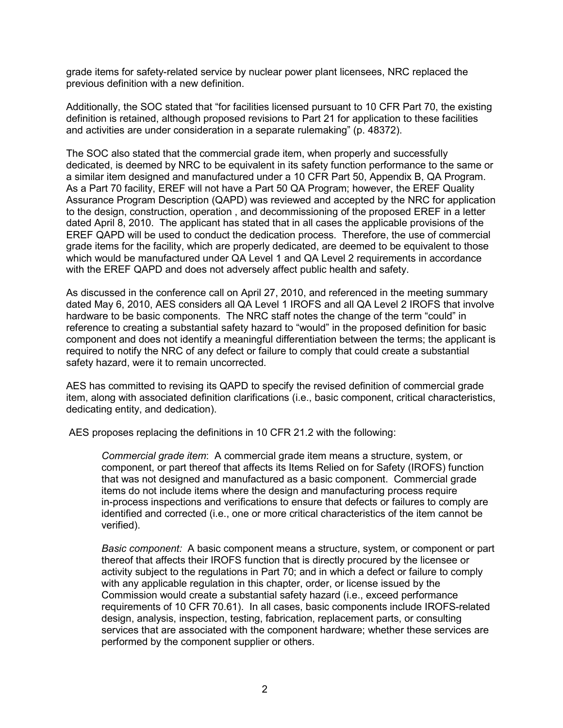grade items for safety-related service by nuclear power plant licensees, NRC replaced the previous definition with a new definition.

Additionally, the SOC stated that "for facilities licensed pursuant to 10 CFR Part 70, the existing definition is retained, although proposed revisions to Part 21 for application to these facilities and activities are under consideration in a separate rulemaking" (p. 48372).

The SOC also stated that the commercial grade item, when properly and successfully dedicated, is deemed by NRC to be equivalent in its safety function performance to the same or a similar item designed and manufactured under a 10 CFR Part 50, Appendix B, QA Program. As a Part 70 facility, EREF will not have a Part 50 QA Program; however, the EREF Quality Assurance Program Description (QAPD) was reviewed and accepted by the NRC for application to the design, construction, operation , and decommissioning of the proposed EREF in a letter dated April 8, 2010. The applicant has stated that in all cases the applicable provisions of the EREF QAPD will be used to conduct the dedication process. Therefore, the use of commercial grade items for the facility, which are properly dedicated, are deemed to be equivalent to those which would be manufactured under QA Level 1 and QA Level 2 requirements in accordance with the EREF QAPD and does not adversely affect public health and safety.

As discussed in the conference call on April 27, 2010, and referenced in the meeting summary dated May 6, 2010, AES considers all QA Level 1 IROFS and all QA Level 2 IROFS that involve hardware to be basic components. The NRC staff notes the change of the term "could" in reference to creating a substantial safety hazard to "would" in the proposed definition for basic component and does not identify a meaningful differentiation between the terms; the applicant is required to notify the NRC of any defect or failure to comply that could create a substantial safety hazard, were it to remain uncorrected.

AES has committed to revising its QAPD to specify the revised definition of commercial grade item, along with associated definition clarifications (i.e., basic component, critical characteristics, dedicating entity, and dedication).

AES proposes replacing the definitions in 10 CFR 21.2 with the following:

> *Commercial grade item*: A commercial grade item means a structure, system, or component, or part thereof that affects its Items Relied on for Safety (IROFS) function that was not designed and manufactured as a basic component. Commercial grade items do not include items where the design and manufacturing process require in-process inspections and verifications to ensure that defects or failures to comply are identified and corrected (i.e., one or more critical characteristics of the item cannot be verified).
>
> *Basic component:* A basic component means a structure, system, or component or part thereof that affects their IROFS function that is directly procured by the licensee or activity subject to the regulations in Part 70; and in which a defect or failure to comply with any applicable regulation in this chapter, order, or license issued by the Commission would create a substantial safety hazard (i.e., exceed performance requirements of 10 CFR 70.61). In all cases, basic components include IROFS-related design, analysis, inspection, testing, fabrication, replacement parts, or consulting services that are associated with the component hardware; whether these services are performed by the component supplier or others.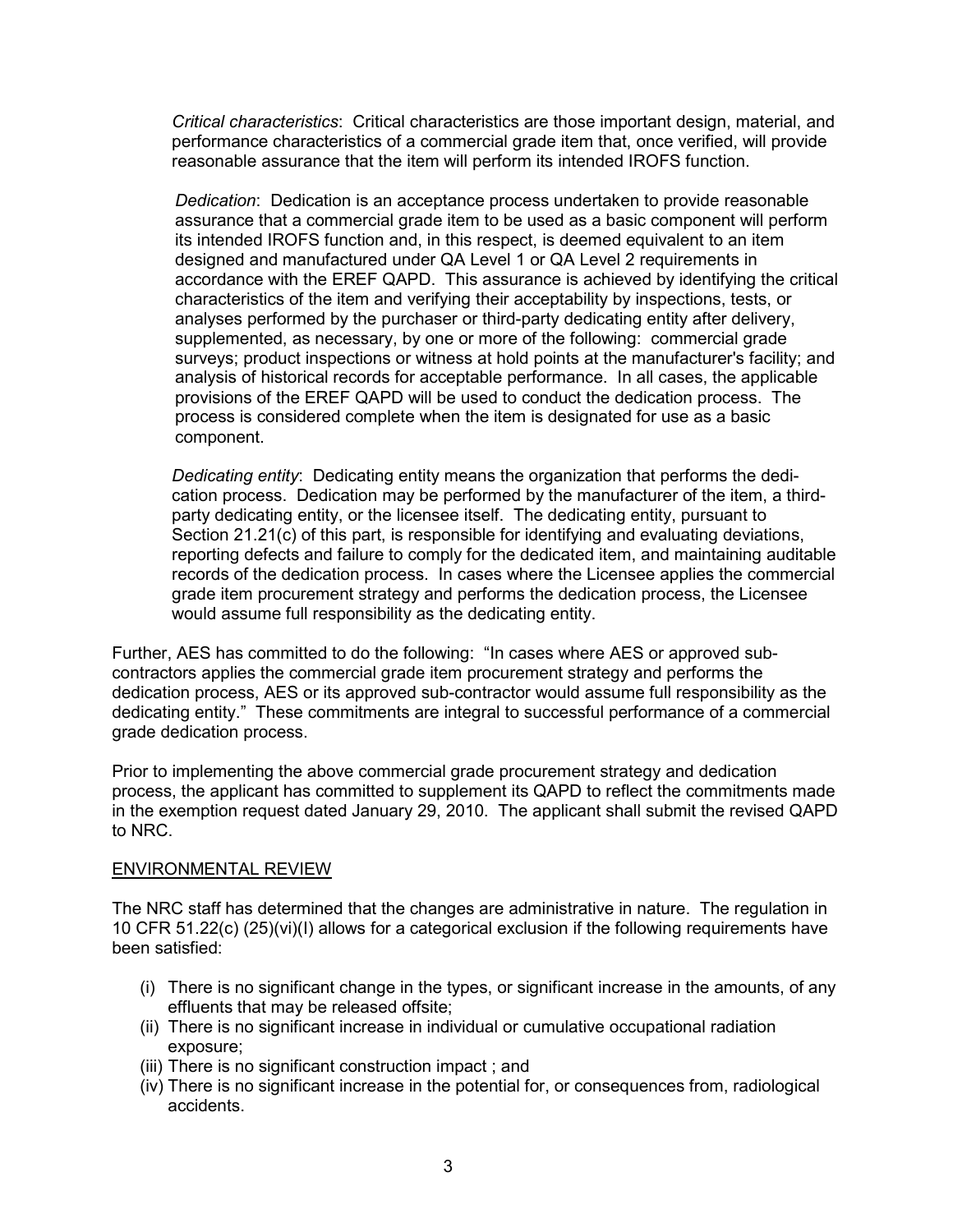*Critical characteristics*: Critical characteristics are those important design, material, and performance characteristics of a commercial grade item that, once verified, will provide reasonable assurance that the item will perform its intended IROFS function.

*Dedication*: Dedication is an acceptance process undertaken to provide reasonable assurance that a commercial grade item to be used as a basic component will perform its intended IROFS function and, in this respect, is deemed equivalent to an item designed and manufactured under QA Level 1 or QA Level 2 requirements in accordance with the EREF QAPD. This assurance is achieved by identifying the critical characteristics of the item and verifying their acceptability by inspections, tests, or analyses performed by the purchaser or third-party dedicating entity after delivery, supplemented, as necessary, by one or more of the following: commercial grade surveys; product inspections or witness at hold points at the manufacturer's facility; and analysis of historical records for acceptable performance. In all cases, the applicable provisions of the EREF QAPD will be used to conduct the dedication process. The process is considered complete when the item is designated for use as a basic component.

*Dedicating entity*: Dedicating entity means the organization that performs the dedication process. Dedication may be performed by the manufacturer of the item, a third-party dedicating entity, or the licensee itself. The dedicating entity, pursuant to Section 21.21(c) of this part, is responsible for identifying and evaluating deviations, reporting defects and failure to comply for the dedicated item, and maintaining auditable records of the dedication process. In cases where the Licensee applies the commercial grade item procurement strategy and performs the dedication process, the Licensee would assume full responsibility as the dedicating entity.

Further, AES has committed to do the following: "In cases where AES or approved sub-contractors applies the commercial grade item procurement strategy and performs the dedication process, AES or its approved sub-contractor would assume full responsibility as the dedicating entity." These commitments are integral to successful performance of a commercial grade dedication process.

Prior to implementing the above commercial grade procurement strategy and dedication process, the applicant has committed to supplement its QAPD to reflect the commitments made in the exemption request dated January 29, 2010. The applicant shall submit the revised QAPD to NRC.

ENVIRONMENTAL REVIEW

The NRC staff has determined that the changes are administrative in nature. The regulation in 10 CFR 51.22(c) (25)(vi)(I) allows for a categorical exclusion if the following requirements have been satisfied:

(i) There is no significant change in the types, or significant increase in the amounts, of any effluents that may be released offsite;
(ii) There is no significant increase in individual or cumulative occupational radiation exposure;
(iii) There is no significant construction impact ; and
(iv) There is no significant increase in the potential for, or consequences from, radiological accidents.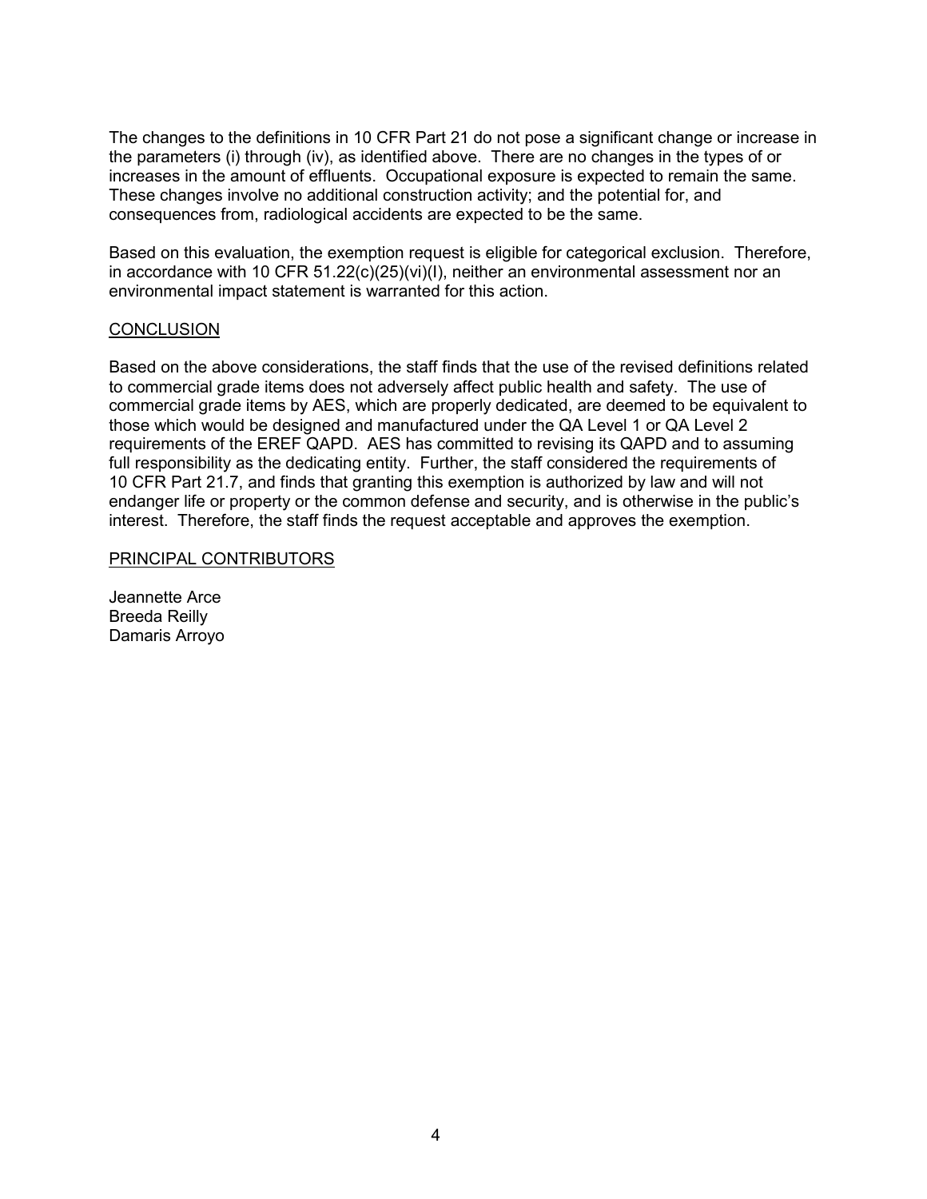The changes to the definitions in 10 CFR Part 21 do not pose a significant change or increase in the parameters (i) through (iv), as identified above. There are no changes in the types of or increases in the amount of effluents. Occupational exposure is expected to remain the same. These changes involve no additional construction activity; and the potential for, and consequences from, radiological accidents are expected to be the same.

Based on this evaluation, the exemption request is eligible for categorical exclusion. Therefore, in accordance with 10 CFR 51.22(c)(25)(vi)(I), neither an environmental assessment nor an environmental impact statement is warranted for this action.

## CONCLUSION

Based on the above considerations, the staff finds that the use of the revised definitions related to commercial grade items does not adversely affect public health and safety. The use of commercial grade items by AES, which are properly dedicated, are deemed to be equivalent to those which would be designed and manufactured under the QA Level 1 or QA Level 2 requirements of the EREF QAPD. AES has committed to revising its QAPD and to assuming full responsibility as the dedicating entity. Further, the staff considered the requirements of 10 CFR Part 21.7, and finds that granting this exemption is authorized by law and will not endanger life or property or the common defense and security, and is otherwise in the public's interest. Therefore, the staff finds the request acceptable and approves the exemption.

## PRINCIPAL CONTRIBUTORS

Jeannette Arce
Breeda Reilly
Damaris Arroyo